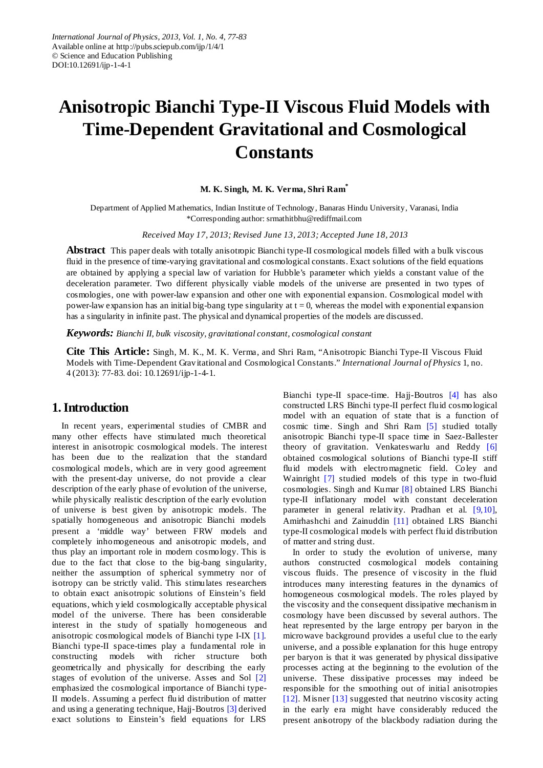International Journal of Physics, 2013, Vol. 1, No. 4, 77-83
Available online at http://pubs.sciepub.com/ijp/1/4/1
© Science and Education Publishing
DOI:10.12691/ijp-1-4-1

# Anisotropic Bianchi Type-II Viscous Fluid Models with Time-Dependent Gravitational and Cosmological Constants

**M. K. Singh, M. K. Verma, Shri Ram***

Department of Applied Mathematics, Indian Institute of Technology, Banaras Hindu University, Varanasi, India
*Corresponding author: srmathitbhu@rediffmail.com

*Received May 17, 2013; Revised June 13, 2013; Accepted June 18, 2013*

**Abstract** This paper deals with totally anisotropic Bianchi type-II cosmological models filled with a bulk viscous fluid in the presence of time-varying gravitational and cosmological constants. Exact solutions of the field equations are obtained by applying a special law of variation for Hubble's parameter which yields a constant value of the deceleration parameter. Two different physically viable models of the universe are presented in two types of cosmologies, one with power-law expansion and other one with exponential expansion. Cosmological model with power-law expansion has an initial big-bang type singularity at t = 0, whereas the model with exponential expansion has a singularity in infinite past. The physical and dynamical properties of the models are discussed.

***Keywords:*** *Bianchi II, bulk viscosity, gravitational constant, cosmological constant*

**Cite This Article:** Singh, M. K., M. K. Verma, and Shri Ram, "Anisotropic Bianchi Type-II Viscous Fluid Models with Time-Dependent Gravitational and Cosmological Constants." *International Journal of Physics* 1, no. 4 (2013): 77-83. doi: 10.12691/ijp-1-4-1.

## 1. Introduction

In recent years, experimental studies of CMBR and many other effects have stimulated much theoretical interest in anisotropic cosmological models. The interest has been due to the realization that the standard cosmological models, which are in very good agreement with the present-day universe, do not provide a clear description of the early phase of evolution of the universe, while physically realistic description of the early evolution of universe is best given by anisotropic models. The spatially homogeneous and anisotropic Bianchi models present a 'middle way' between FRW models and completely inhomogeneous and anisotropic models, and thus play an important role in modern cosmology. This is due to the fact that close to the big-bang singularity, neither the assumption of spherical symmetry nor of isotropy can be strictly valid. This stimulates researchers to obtain exact anisotropic solutions of Einstein's field equations, which yield cosmologically acceptable physical model of the universe. There has been considerable interest in the study of spatially homogeneous and anisotropic cosmological models of Bianchi type I-IX [1]. Bianchi type-II space-times play a fundamental role in constructing models with richer structure both geometrically and physically for describing the early stages of evolution of the universe. Asses and Sol [2] emphasized the cosmological importance of Bianchi type-II models. Assuming a perfect fluid distribution of matter and using a generating technique, Hajj-Boutros [3] derived exact solutions to Einstein's field equations for LRS Bianchi type-II space-time. Hajj-Boutros [4] has also constructed LRS Binchi type-II perfect fluid cosmological model with an equation of state that is a function of cosmic time. Singh and Shri Ram [5] studied totally anisotropic Bianchi type-II space time in Saez-Ballester theory of gravitation. Venkateswarlu and Reddy [6] obtained cosmological solutions of Bianchi type-II stiff fluid models with electromagnetic field. Coley and Wainright [7] studied models of this type in two-fluid cosmologies. Singh and Kumar [8] obtained LRS Bianchi type-II inflationary model with constant deceleration parameter in general relativity. Pradhan et al. [9,10], Amirhashchi and Zainuddin [11] obtained LRS Bianchi type-II cosmological models with perfect fluid distribution of matter and string dust.

In order to study the evolution of universe, many authors constructed cosmological models containing viscous fluids. The presence of viscosity in the fluid introduces many interesting features in the dynamics of homogeneous cosmological models. The roles played by the viscosity and the consequent dissipative mechanism in cosmology have been discussed by several authors. The heat represented by the large entropy per baryon in the microwave background provides a useful clue to the early universe, and a possible explanation for this huge entropy per baryon is that it was generated by physical dissipative processes acting at the beginning to the evolution of the universe. These dissipative processes may indeed be responsible for the smoothing out of initial anisotropies [12]. Misner [13] suggested that neutrino viscosity acting in the early era might have considerably reduced the present anisotropy of the blackbody radiation during the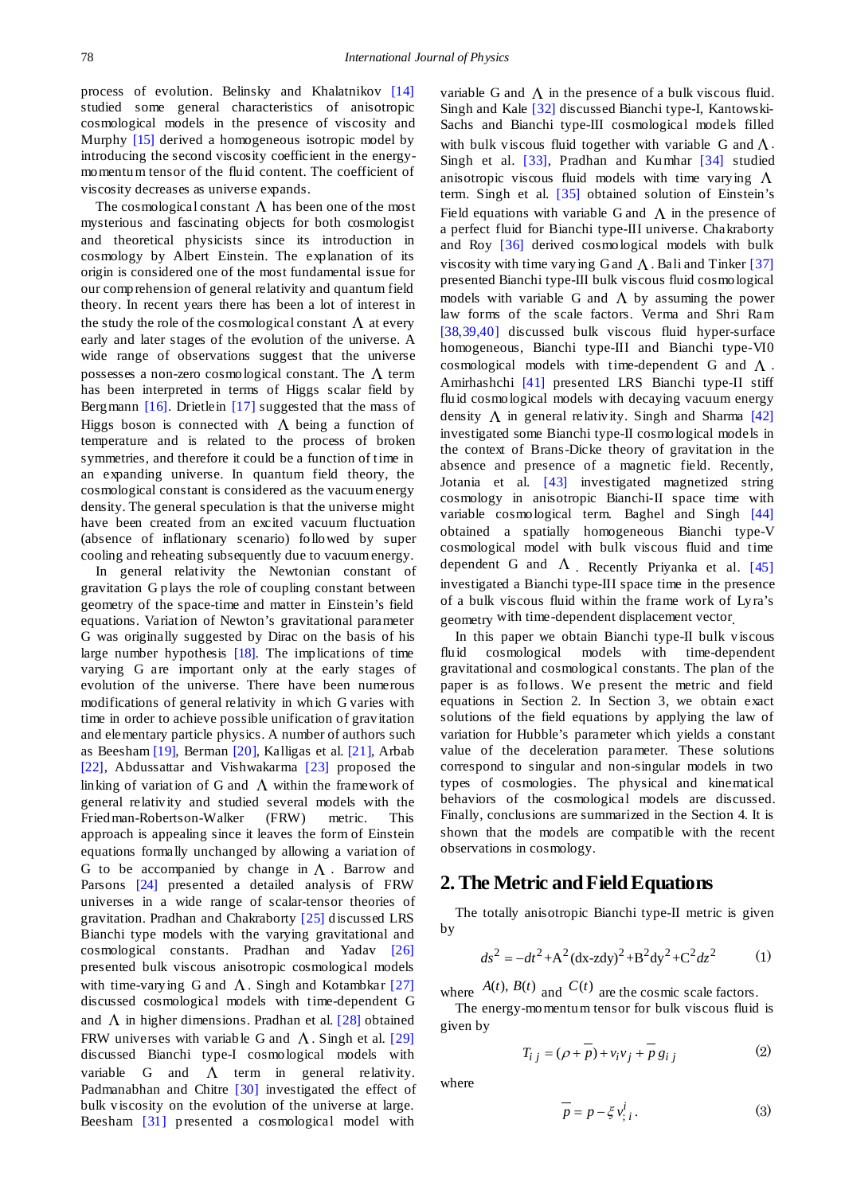process of evolution. Belinsky and Khalatnikov [14] studied some general characteristics of anisotropic cosmological models in the presence of viscosity and Murphy [15] derived a homogeneous isotropic model by introducing the second viscosity coefficient in the energy-momentum tensor of the fluid content. The coefficient of viscosity decreases as universe expands.

The cosmological constant $\Lambda$ has been one of the most mysterious and fascinating objects for both cosmologist and theoretical physicists since its introduction in cosmology by Albert Einstein. The explanation of its origin is considered one of the most fundamental issue for our comprehension of general relativity and quantum field theory. In recent years there has been a lot of interest in the study the role of the cosmological constant $\Lambda$ at every early and later stages of the evolution of the universe. A wide range of observations suggest that the universe possesses a non-zero cosmological constant. The $\Lambda$ term has been interpreted in terms of Higgs scalar field by Bergmann [16]. Drietlein [17] suggested that the mass of Higgs boson is connected with $\Lambda$ being a function of temperature and is related to the process of broken symmetries, and therefore it could be a function of time in an expanding universe. In quantum field theory, the cosmological constant is considered as the vacuum energy density. The general speculation is that the universe might have been created from an excited vacuum fluctuation (absence of inflationary scenario) followed by super cooling and reheating subsequently due to vacuum energy.

In general relativity the Newtonian constant of gravitation G plays the role of coupling constant between geometry of the space-time and matter in Einstein's field equations. Variation of Newton's gravitational parameter G was originally suggested by Dirac on the basis of his large number hypothesis [18]. The implications of time varying G are important only at the early stages of evolution of the universe. There have been numerous modifications of general relativity in which G varies with time in order to achieve possible unification of gravitation and elementary particle physics. A number of authors such as Beesham [19], Berman [20], Kalligas et al. [21], Arbab [22], Abdussattar and Vishwakarma [23] proposed the linking of variation of G and $\Lambda$ within the framework of general relativity and studied several models with the Friedman-Robertson-Walker (FRW) metric. This approach is appealing since it leaves the form of Einstein equations formally unchanged by allowing a variation of G to be accompanied by change in $\Lambda$. Barrow and Parsons [24] presented a detailed analysis of FRW universes in a wide range of scalar-tensor theories of gravitation. Pradhan and Chakraborty [25] discussed LRS Bianchi type models with the varying gravitational and cosmological constants. Pradhan and Yadav [26] presented bulk viscous anisotropic cosmological models with time-varying G and $\Lambda$. Singh and Kotambkar [27] discussed cosmological models with time-dependent G and $\Lambda$ in higher dimensions. Pradhan et al. [28] obtained FRW universes with variable G and $\Lambda$. Singh et al. [29] discussed Bianchi type-I cosmological models with variable G and $\Lambda$ term in general relativity. Padmanabhan and Chitre [30] investigated the effect of bulk viscosity on the evolution of the universe at large. Beesham [31] presented a cosmological model with variable G and $\Lambda$ in the presence of a bulk viscous fluid. Singh and Kale [32] discussed Bianchi type-I, Kantowski-Sachs and Bianchi type-III cosmological models filled with bulk viscous fluid together with variable G and $\Lambda$. Singh et al. [33], Pradhan and Kumhar [34] studied anisotropic viscous fluid models with time varying $\Lambda$ term. Singh et al. [35] obtained solution of Einstein's Field equations with variable G and $\Lambda$ in the presence of a perfect fluid for Bianchi type-III universe. Chakraborty and Roy [36] derived cosmological models with bulk viscosity with time varying G and $\Lambda$. Bali and Tinker [37] presented Bianchi type-III bulk viscous fluid cosmological models with variable G and $\Lambda$ by assuming the power law forms of the scale factors. Verma and Shri Ram [38,39,40] discussed bulk viscous fluid hyper-surface homogeneous, Bianchi type-III and Bianchi type-VI0 cosmological models with time-dependent G and $\Lambda$. Amirhashchi [41] presented LRS Bianchi type-II stiff fluid cosmological models with decaying vacuum energy density $\Lambda$ in general relativity. Singh and Sharma [42] investigated some Bianchi type-II cosmological models in the context of Brans-Dicke theory of gravitation in the absence and presence of a magnetic field. Recently, Jotania et al. [43] investigated magnetized string cosmology in anisotropic Bianchi-II space time with variable cosmological term. Baghel and Singh [44] obtained a spatially homogeneous Bianchi type-V cosmological model with bulk viscous fluid and time dependent G and $\Lambda$. Recently Priyanka et al. [45] investigated a Bianchi type-III space time in the presence of a bulk viscous fluid within the frame work of Lyra's geometry with time-dependent displacement vector.

In this paper we obtain Bianchi type-II bulk viscous fluid cosmological models with time-dependent gravitational and cosmological constants. The plan of the paper is as follows. We present the metric and field equations in Section 2. In Section 3, we obtain exact solutions of the field equations by applying the law of variation for Hubble's parameter which yields a constant value of the deceleration parameter. These solutions correspond to singular and non-singular models in two types of cosmologies. The physical and kinematical behaviors of the cosmological models are discussed. Finally, conclusions are summarized in the Section 4. It is shown that the models are compatible with the recent observations in cosmology.

## 2. The Metric and Field Equations

The totally anisotropic Bianchi type-II metric is given by

$$ds^2 = -dt^2 + A^2(dx - zdy)^2 + B^2 dy^2 + C^2 dz^2 \tag{1}$$

where $A(t)$, $B(t)$ and $C(t)$ are the cosmic scale factors.

The energy-momentum tensor for bulk viscous fluid is given by

$$T_{ij} = (\rho + \bar{p}) + v_i v_j + \bar{p}\, g_{ij} \tag{2}$$

where

$$\bar{p} = p - \xi v^i_{;i}. \tag{3}$$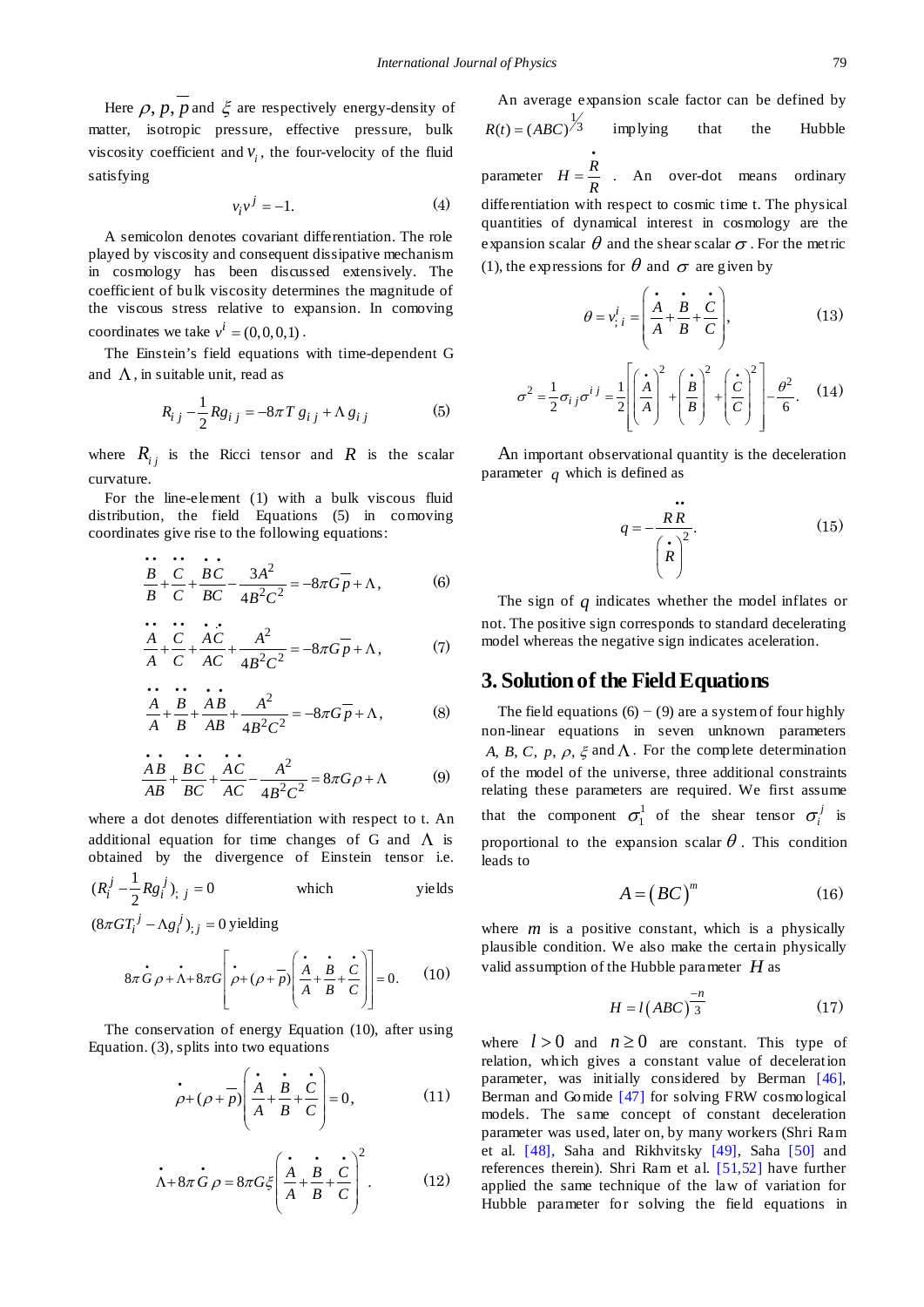Here $\rho, p, \bar{p}$ and $\xi$ are respectively energy-density of matter, isotropic pressure, effective pressure, bulk viscosity coefficient and $v_i$, the four-velocity of the fluid satisfying

$$v_i v^j = -1. \tag{4}$$

A semicolon denotes covariant differentiation. The role played by viscosity and consequent dissipative mechanism in cosmology has been discussed extensively. The coefficient of bulk viscosity determines the magnitude of the viscous stress relative to expansion. In comoving coordinates we take $v^i = (0,0,0,1)$.

The Einstein's field equations with time-dependent G and $\Lambda$, in suitable unit, read as

$$R_{ij} - \frac{1}{2} R g_{ij} = -8\pi T g_{ij} + \Lambda g_{ij} \tag{5}$$

where $R_{ij}$ is the Ricci tensor and $R$ is the scalar curvature.

For the line-element (1) with a bulk viscous fluid distribution, the field Equations (5) in comoving coordinates give rise to the following equations:

$$\frac{\ddot{B}}{B} + \frac{\ddot{C}}{C} + \frac{\dot{B}\dot{C}}{BC} - \frac{3A^2}{4B^2C^2} = -8\pi G\bar{p} + \Lambda, \tag{6}$$

$$\frac{\ddot{A}}{A} + \frac{\ddot{C}}{C} + \frac{\dot{A}\dot{C}}{AC} + \frac{A^2}{4B^2C^2} = -8\pi G\bar{p} + \Lambda, \tag{7}$$

$$\frac{\ddot{A}}{A} + \frac{\ddot{B}}{B} + \frac{\dot{A}\dot{B}}{AB} + \frac{A^2}{4B^2C^2} = -8\pi G\bar{p} + \Lambda, \tag{8}$$

$$\frac{\dot{A}\dot{B}}{AB} + \frac{\dot{B}\dot{C}}{BC} + \frac{\dot{A}\dot{C}}{AC} - \frac{A^2}{4B^2C^2} = 8\pi G\rho + \Lambda \tag{9}$$

where a dot denotes differentiation with respect to t. An additional equation for time changes of G and $\Lambda$ is obtained by the divergence of Einstein tensor i.e. $(R_i^j - \frac{1}{2} R g_i^j)_{;j} = 0$ which yields $(8\pi G T_i^j - \Lambda g_i^j)_{;j} = 0$ yielding

$$8\pi \dot{G}\rho + \dot{\Lambda} + 8\pi G\left[\dot{\rho} + (\rho + \bar{p})\left(\frac{\dot{A}}{A} + \frac{\dot{B}}{B} + \frac{\dot{C}}{C}\right)\right] = 0. \tag{10}$$

The conservation of energy Equation (10), after using Equation. (3), splits into two equations

$$\dot{\rho} + (\rho + \bar{p})\left(\frac{\dot{A}}{A} + \frac{\dot{B}}{B} + \frac{\dot{C}}{C}\right) = 0, \tag{11}$$

$$\dot{\Lambda} + 8\pi \dot{G}\rho = 8\pi G\xi\left(\frac{\dot{A}}{A} + \frac{\dot{B}}{B} + \frac{\dot{C}}{C}\right)^2. \tag{12}$$

An average expansion scale factor can be defined by $R(t) = (ABC)^{1/3}$ implying that the Hubble parameter $H = \frac{\dot{R}}{R}$. An over-dot means ordinary differentiation with respect to cosmic time t. The physical quantities of dynamical interest in cosmology are the expansion scalar $\theta$ and the shear scalar $\sigma$. For the metric (1), the expressions for $\theta$ and $\sigma$ are given by

$$\theta = v^i_{;i} = \left(\frac{\dot{A}}{A} + \frac{\dot{B}}{B} + \frac{\dot{C}}{C}\right), \tag{13}$$

$$\sigma^2 = \frac{1}{2}\sigma_{ij}\sigma^{ij} = \frac{1}{2}\left[\left(\frac{\dot{A}}{A}\right)^2 + \left(\frac{\dot{B}}{B}\right)^2 + \left(\frac{\dot{C}}{C}\right)^2\right] - \frac{\theta^2}{6}. \tag{14}$$

An important observational quantity is the deceleration parameter $q$ which is defined as

$$q = -\frac{R\ddot{R}}{\left(\dot{R}\right)^2}. \tag{15}$$

The sign of $q$ indicates whether the model inflates or not. The positive sign corresponds to standard decelerating model whereas the negative sign indicates acceleration.

## 3. Solution of the Field Equations

The field equations (6) − (9) are a system of four highly non-linear equations in seven unknown parameters $A, B, C, p, \rho, \xi$ and $\Lambda$. For the complete determination of the model of the universe, three additional constraints relating these parameters are required. We first assume that the component $\sigma_1^1$ of the shear tensor $\sigma_i^j$ is proportional to the expansion scalar $\theta$. This condition leads to

$$A = (BC)^m \tag{16}$$

where $m$ is a positive constant, which is a physically plausible condition. We also make the certain physically valid assumption of the Hubble parameter $H$ as

$$H = l(ABC)^{\frac{-n}{3}} \tag{17}$$

where $l > 0$ and $n \geq 0$ are constant. This type of relation, which gives a constant value of deceleration parameter, was initially considered by Berman [46], Berman and Gomide [47] for solving FRW cosmological models. The same concept of constant deceleration parameter was used, later on, by many workers (Shri Ram et al. [48], Saha and Rikhvitsky [49], Saha [50] and references therein). Shri Ram et al. [51,52] have further applied the same technique of the law of variation for Hubble parameter for solving the field equations in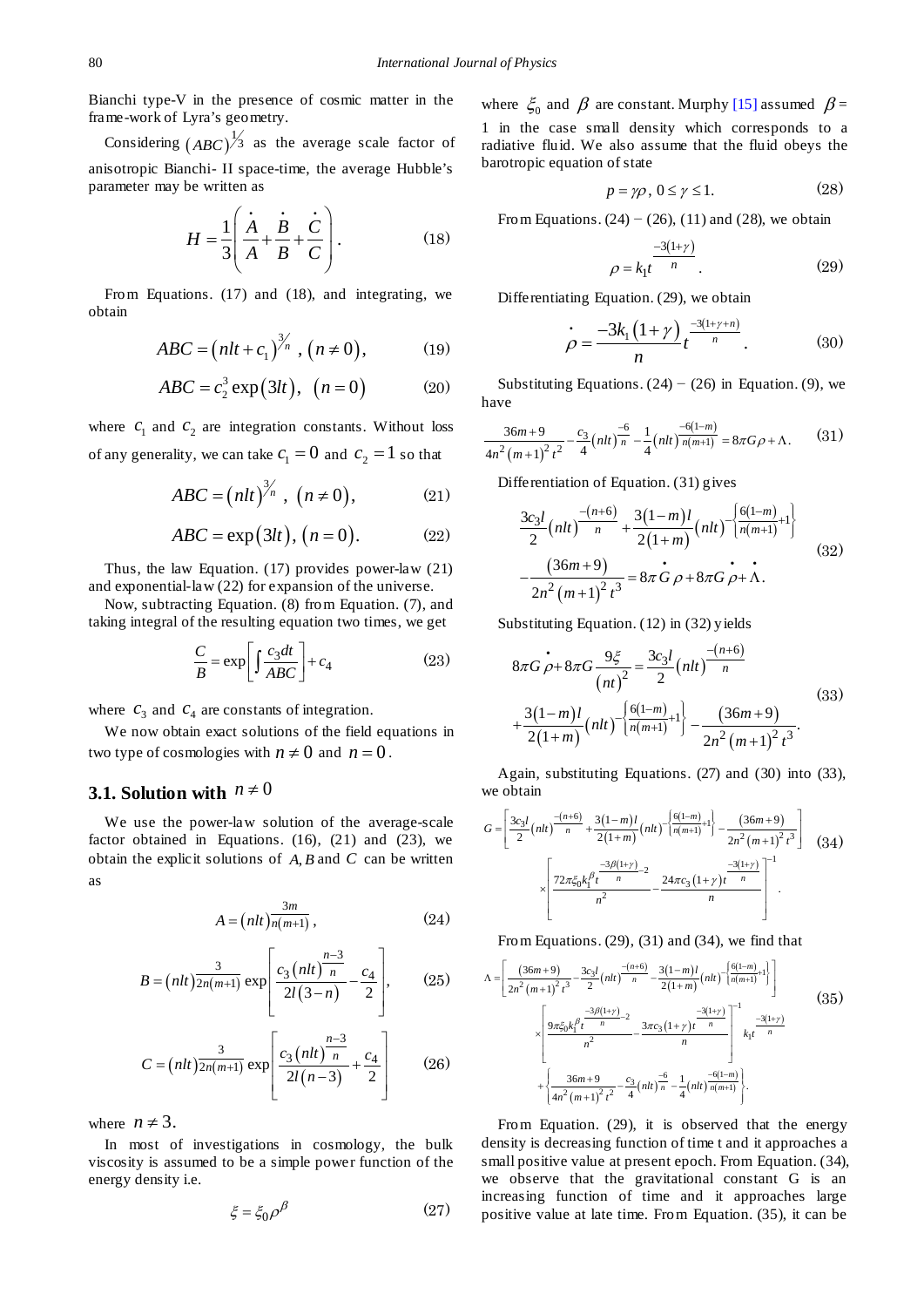Bianchi type-V in the presence of cosmic matter in the frame-work of Lyra's geometry.

Considering $(ABC)^{1/3}$ as the average scale factor of anisotropic Bianchi- II space-time, the average Hubble's parameter may be written as

$$H = \frac{1}{3}\left(\frac{\dot{A}}{A} + \frac{\dot{B}}{B} + \frac{\dot{C}}{C}\right). \tag{18}$$

From Equations. (17) and (18), and integrating, we obtain

$$ABC = (nlt + c_1)^{3/n},\ (n \neq 0), \tag{19}$$

$$ABC = c_2^3 \exp(3lt),\ \ (n = 0) \tag{20}$$

where $c_1$ and $c_2$ are integration constants. Without loss of any generality, we can take $c_1 = 0$ and $c_2 = 1$ so that

$$ABC = (nlt)^{3/n},\ (n \neq 0), \tag{21}$$

$$ABC = \exp(3lt),\ (n = 0). \tag{22}$$

Thus, the law Equation. (17) provides power-law (21) and exponential-law (22) for expansion of the universe.

Now, subtracting Equation. (8) from Equation. (7), and taking integral of the resulting equation two times, we get

$$\frac{C}{B} = \exp\left[\int \frac{c_3 dt}{ABC}\right] + c_4 \tag{23}$$

where $c_3$ and $c_4$ are constants of integration.

We now obtain exact solutions of the field equations in two type of cosmologies with $n \neq 0$ and $n = 0$.

### 3.1. Solution with $n \neq 0$

We use the power-law solution of the average-scale factor obtained in Equations. (16), (21) and (23), we obtain the explicit solutions of $A, B$ and $C$ can be written as

$$A = (nlt)^{\frac{3m}{n(m+1)}}, \tag{24}$$

$$B = (nlt)^{\frac{3}{2n(m+1)}} \exp\left[\frac{c_3 (nlt)^{\frac{n-3}{n}}}{2l(3-n)} - \frac{c_4}{2}\right], \tag{25}$$

$$C = (nlt)^{\frac{3}{2n(m+1)}} \exp\left[\frac{c_3 (nlt)^{\frac{n-3}{n}}}{2l(n-3)} + \frac{c_4}{2}\right] \tag{26}$$

where $n \neq 3$.

In most of investigations in cosmology, the bulk viscosity is assumed to be a simple power function of the energy density i.e.

$$\xi = \xi_0 \rho^{\beta} \tag{27}$$

where $\xi_0$ and $\beta$ are constant. Murphy [15] assumed $\beta =$ 1 in the case small density which corresponds to a radiative fluid. We also assume that the fluid obeys the barotropic equation of state

$$p = \gamma\rho,\ 0 \leq \gamma \leq 1. \tag{28}$$

From Equations. (24) − (26), (11) and (28), we obtain

$$\rho = k_1 t^{\frac{-3(1+\gamma)}{n}}. \tag{29}$$

Differentiating Equation. (29), we obtain

$$\dot{\rho} = \frac{-3k_1(1+\gamma)}{n} t^{\frac{-3(1+\gamma+n)}{n}}. \tag{30}$$

Substituting Equations. (24) − (26) in Equation. (9), we have

$$\frac{36m+9}{4n^2(m+1)^2 t^2} - \frac{c_3}{4}(nlt)^{\frac{-6}{n}} - \frac{1}{4}(nlt)^{\frac{-6(1-m)}{n(m+1)}} = 8\pi G\rho + \Lambda. \tag{31}$$

Differentiation of Equation. (31) gives

$$\frac{3c_3 l}{2}(nlt)^{\frac{-(n+6)}{n}} + \frac{3(1-m)l}{2(1+m)}(nlt)^{-\left\{\frac{6(1-m)}{n(m+1)}+1\right\}} - \frac{(36m+9)}{2n^2(m+1)^2 t^3} = 8\pi \dot{G}\rho + 8\pi G\dot{\rho} + \dot{\Lambda}. \tag{32}$$

Substituting Equation. (12) in (32) yields

$$8\pi G\dot{\rho} + 8\pi G\frac{9\xi}{(nt)^2} = \frac{3c_3 l}{2}(nlt)^{\frac{-(n+6)}{n}} + \frac{3(1-m)l}{2(1+m)}(nlt)^{-\left\{\frac{6(1-m)}{n(m+1)}+1\right\}} - \frac{(36m+9)}{2n^2(m+1)^2 t^3}. \tag{33}$$

Again, substituting Equations. (27) and (30) into (33), we obtain

$$G = \left[\frac{3c_3 l}{2}(nlt)^{\frac{-(n+6)}{n}} + \frac{3(1-m)l}{2(1+m)}(nlt)^{-\left\{\frac{6(1-m)}{n(m+1)}+1\right\}} - \frac{(36m+9)}{2n^2(m+1)^2 t^3}\right] \times \left[\frac{72\pi\xi_0 k_1^{\beta} t^{\frac{-3\beta(1+\gamma)}{n}-2}}{n^2} - \frac{24\pi c_3(1+\gamma)t^{\frac{-3(1+\gamma)}{n}}}{n}\right]^{-1}. \tag{34}$$

From Equations. (29), (31) and (34), we find that

$$\Lambda = \left[\frac{(36m+9)}{2n^2(m+1)^2 t^3} - \frac{3c_3 l}{2}(nlt)^{\frac{-(n+6)}{n}} - \frac{3(1-m)l}{2(1+m)}(nlt)^{-\left\{\frac{6(1-m)}{n(m+1)}+1\right\}}\right] \times \left[\frac{9\pi\xi_0 k_1^{\beta} t^{\frac{-3\beta(1+\gamma)}{n}-2}}{n^2} - \frac{3\pi c_3(1+\gamma)t^{\frac{-3(1+\gamma)}{n}}}{n}\right]^{-1} k_1 t^{\frac{-3(1+\gamma)}{n}} + \left\{\frac{36m+9}{4n^2(m+1)^2 t^2} - \frac{c_3}{4}(nlt)^{\frac{-6}{n}} - \frac{1}{4}(nlt)^{\frac{-6(1-m)}{n(m+1)}}\right\}. \tag{35}$$

From Equation. (29), it is observed that the energy density is decreasing function of time t and it approaches a small positive value at present epoch. From Equation. (34), we observe that the gravitational constant G is an increasing function of time and it approaches large positive value at late time. From Equation. (35), it can be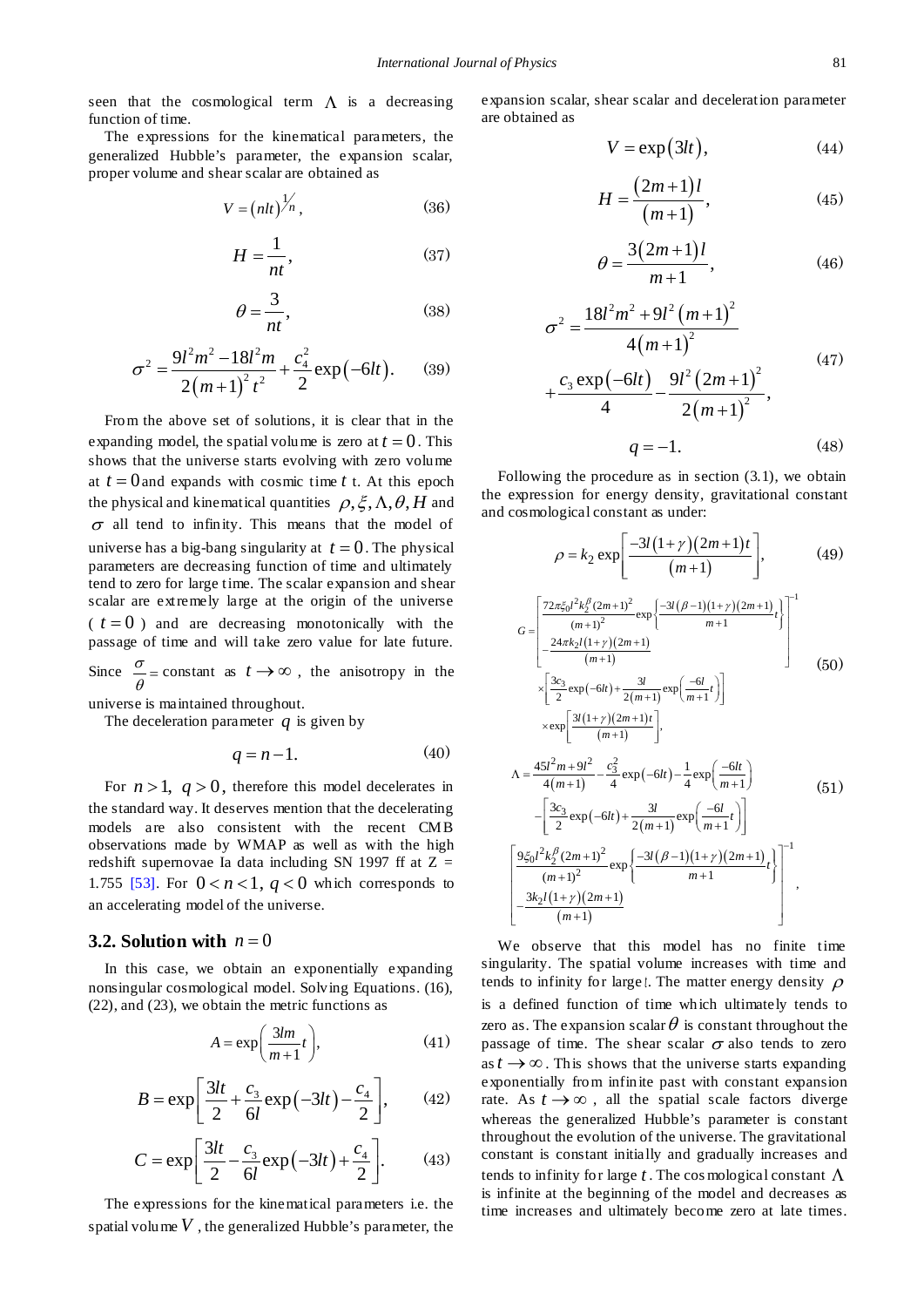seen that the cosmological term $\Lambda$ is a decreasing function of time.

The expressions for the kinematical parameters, the generalized Hubble's parameter, the expansion scalar, proper volume and shear scalar are obtained as

$$V = (nlt)^{1/n}, \tag{36}$$

$$H = \frac{1}{nt}, \tag{37}$$

$$\theta = \frac{3}{nt}, \tag{38}$$

$$\sigma^2 = \frac{9l^2m^2 - 18l^2m}{2(m+1)^2 t^2} + \frac{c_4^2}{2}\exp(-6lt). \tag{39}$$

From the above set of solutions, it is clear that in the expanding model, the spatial volume is zero at $t = 0$. This shows that the universe starts evolving with zero volume at $t = 0$ and expands with cosmic time $t$ t. At this epoch the physical and kinematical quantities $\rho, \xi, \Lambda, \theta, H$ and $\sigma$ all tend to infinity. This means that the model of universe has a big-bang singularity at $t = 0$. The physical parameters are decreasing function of time and ultimately tend to zero for large time. The scalar expansion and shear scalar are extremely large at the origin of the universe ($t = 0$) and are decreasing monotonically with the passage of time and will take zero value for late future. Since $\frac{\sigma}{\theta} =$ constant as $t \to \infty$, the anisotropy in the universe is maintained throughout.

The deceleration parameter $q$ is given by

$$q = n - 1. \tag{40}$$

For $n > 1,\ q > 0$, therefore this model decelerates in the standard way. It deserves mention that the decelerating models are also consistent with the recent CMB observations made by WMAP as well as with the high redshift supernovae Ia data including SN 1997 ff at Z = 1.755 [53]. For $0 < n < 1,\ q < 0$ which corresponds to an accelerating model of the universe.

## 3.2. Solution with $n = 0$

In this case, we obtain an exponentially expanding nonsingular cosmological model. Solving Equations. (16), (22), and (23), we obtain the metric functions as

$$A = \exp\left(\frac{3lm}{m+1}t\right), \tag{41}$$

$$B = \exp\left[\frac{3lt}{2} + \frac{c_3}{6l}\exp(-3lt) - \frac{c_4}{2}\right], \tag{42}$$

$$C = \exp\left[\frac{3lt}{2} - \frac{c_3}{6l}\exp(-3lt) + \frac{c_4}{2}\right]. \tag{43}$$

The expressions for the kinematical parameters i.e. the spatial volume $V$, the generalized Hubble's parameter, the expansion scalar, shear scalar and deceleration parameter are obtained as

$$V = \exp(3lt), \tag{44}$$

$$H = \frac{(2m+1)l}{(m+1)}, \tag{45}$$

$$\theta = \frac{3(2m+1)l}{m+1}, \tag{46}$$

$$\sigma^2 = \frac{18l^2m^2 + 9l^2(m+1)^2}{4(m+1)^2} + \frac{c_3\exp(-6lt)}{4} - \frac{9l^2(2m+1)^2}{2(m+1)^2}, \tag{47}$$

$$q = -1. \tag{48}$$

Following the procedure as in section (3.1), we obtain the expression for energy density, gravitational constant and cosmological constant as under:

$$\rho = k_2\exp\left[\frac{-3l(1+\gamma)(2m+1)t}{(m+1)}\right], \tag{49}$$

$$G = \left[\frac{72\pi\xi_0 l^2 k_2^\beta (2m+1)^2}{(m+1)^2}\exp\left\{\frac{-3l(\beta-1)(1+\gamma)(2m+1)}{m+1}t\right\} - \frac{24\pi k_2 l(1+\gamma)(2m+1)}{(m+1)}\right]^{-1} \times\left[\frac{3c_3}{2}\exp(-6lt) + \frac{3l}{2(m+1)}\exp\left(\frac{-6l}{m+1}t\right)\right] \times\exp\left[\frac{3l(1+\gamma)(2m+1)t}{(m+1)}\right], \tag{50}$$

$$\Lambda = \frac{45l^2m + 9l^2}{4(m+1)} - \frac{c_3^2}{4}\exp(-6lt) - \frac{1}{4}\exp\left(\frac{-6lt}{m+1}\right) - \left[\frac{3c_3}{2}\exp(-6lt) + \frac{3l}{2(m+1)}\exp\left(\frac{-6l}{m+1}t\right)\right] \left[\frac{9\xi_0 l^2 k_2^\beta (2m+1)^2}{(m+1)^2}\exp\left\{\frac{-3l(\beta-1)(1+\gamma)(2m+1)}{m+1}t\right\} - \frac{3k_2 l(1+\gamma)(2m+1)}{(m+1)}\right]^{-1}, \tag{51}$$

We observe that this model has no finite time singularity. The spatial volume increases with time and tends to infinity for large $t$. The matter energy density $\rho$ is a defined function of time which ultimately tends to zero as. The expansion scalar $\theta$ is constant throughout the passage of time. The shear scalar $\sigma$ also tends to zero as $t \to \infty$. This shows that the universe starts expanding exponentially from infinite past with constant expansion rate. As $t \to \infty$, all the spatial scale factors diverge whereas the generalized Hubble's parameter is constant throughout the evolution of the universe. The gravitational constant is constant initially and gradually increases and tends to infinity for large $t$. The cosmological constant $\Lambda$ is infinite at the beginning of the model and decreases as time increases and ultimately become zero at late times.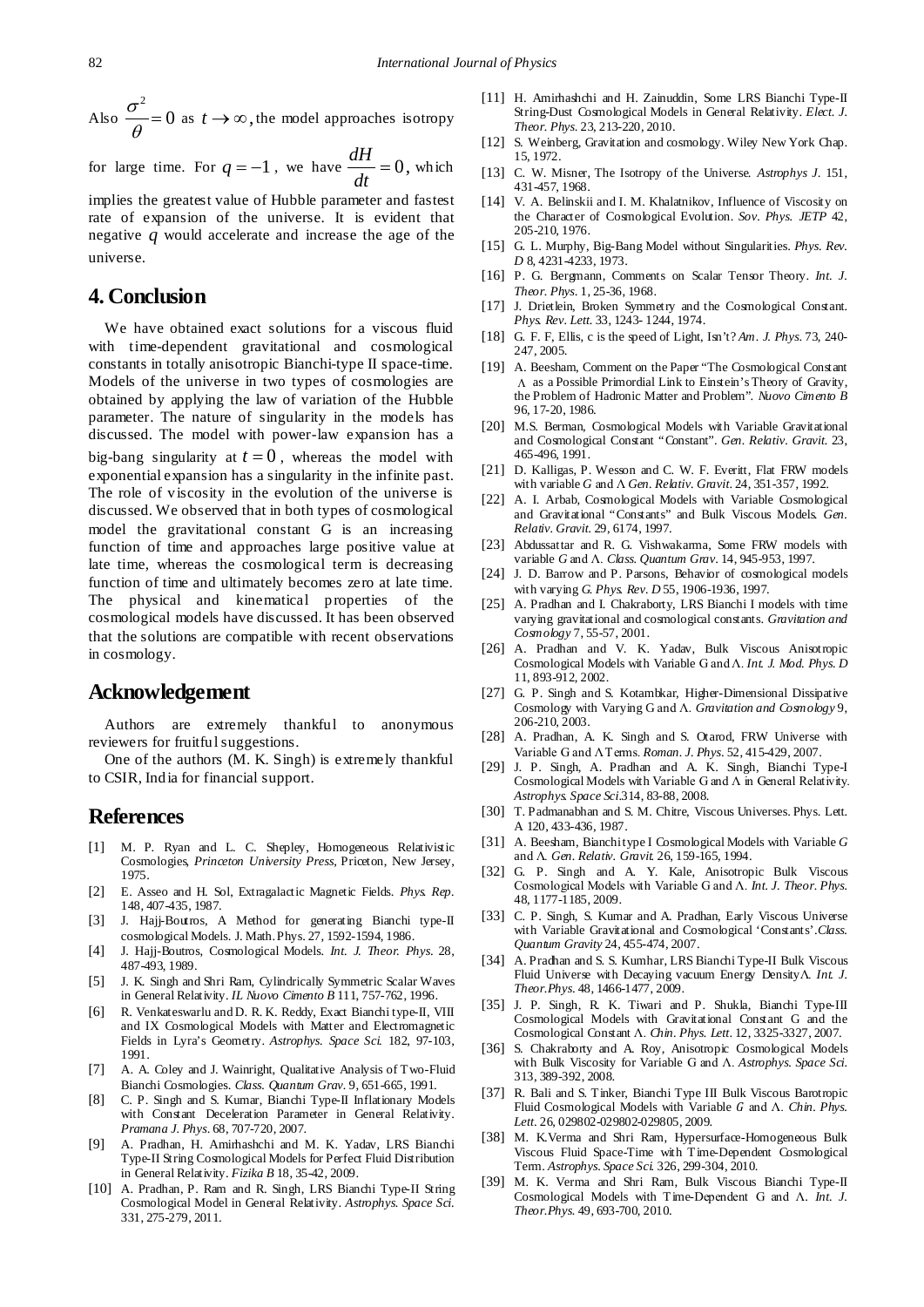Also $\frac{\sigma^2}{\theta} = 0$ as $t \to \infty$, the model approaches isotropy for large time. For $q = -1$, we have $\frac{dH}{dt} = 0$, which implies the greatest value of Hubble parameter and fastest rate of expansion of the universe. It is evident that negative $q$ would accelerate and increase the age of the universe.

# 4. Conclusion

We have obtained exact solutions for a viscous fluid with time-dependent gravitational and cosmological constants in totally anisotropic Bianchi-type II space-time. Models of the universe in two types of cosmologies are obtained by applying the law of variation of the Hubble parameter. The nature of singularity in the models has discussed. The model with power-law expansion has a big-bang singularity at $t = 0$, whereas the model with exponential expansion has a singularity in the infinite past. The role of viscosity in the evolution of the universe is discussed. We observed that in both types of cosmological model the gravitational constant G is an increasing function of time and approaches large positive value at late time, whereas the cosmological term is decreasing function of time and ultimately becomes zero at late time. The physical and kinematical properties of the cosmological models have discussed. It has been observed that the solutions are compatible with recent observations in cosmology.

# Acknowledgement

Authors are extremely thankful to anonymous reviewers for fruitful suggestions.

One of the authors (M. K. Singh) is extremely thankful to CSIR, India for financial support.

# References

[1] M. P. Ryan and L. C. Shepley, Homogeneous Relativistic Cosmologies, *Princeton University Press*, Priceton, New Jersey, 1975.

[2] E. Asseo and H. Sol, Extragalactic Magnetic Fields. *Phys. Rep*. 148, 407-435, 1987.

[3] J. Hajj-Boutros, A Method for generating Bianchi type-II cosmological Models. J. Math. Phys. 27, 1592-1594, 1986.

[4] J. Hajj-Boutros, Cosmological Models. *Int. J. Theor. Phys*. 28, 487-493, 1989.

[5] J. K. Singh and Shri Ram, Cylindrically Symmetric Scalar Waves in General Relativity. *IL Nuovo Cimento B* 111, 757-762, 1996.

[6] R. Venkateswarlu and D. R. K. Reddy, Exact Bianchi type-II, VIII and IX Cosmological Models with Matter and Electromagnetic Fields in Lyra's Geometry. *Astrophys. Space Sci*. 182, 97-103, 1991.

[7] A. A. Coley and J. Wainright, Qualitative Analysis of Two-Fluid Bianchi Cosmologies. *Class. Quantum Grav*. 9, 651-665, 1991.

[8] C. P. Singh and S. Kumar, Bianchi Type-II Inflationary Models with Constant Deceleration Parameter in General Relativity. *Pramana J. Phys*. 68, 707-720, 2007.

[9] A. Pradhan, H. Amirhashchi and M. K. Yadav, LRS Bianchi Type-II String Cosmological Models for Perfect Fluid Distribution in General Relativity. *Fizika B* 18, 35-42, 2009.

[10] A. Pradhan, P. Ram and R. Singh, LRS Bianchi Type-II String Cosmological Model in General Relativity. *Astrophys. Space Sci*. 331, 275-279, 2011.

[11] H. Amirhashchi and H. Zainuddin, Some LRS Bianchi Type-II String-Dust Cosmological Models in General Relativity. *Elect. J. Theor. Phys*. 23, 213-220, 2010.

[12] S. Weinberg, Gravitation and cosmology. Wiley New York Chap. 15, 1972.

[13] C. W. Misner, The Isotropy of the Universe. *Astrophys J*. 151, 431-457, 1968.

[14] V. A. Belinskii and I. M. Khalatnikov, Influence of Viscosity on the Character of Cosmological Evolution. *Sov. Phys. JETP* 42, 205-210, 1976.

[15] G. L. Murphy, Big-Bang Model without Singularities. *Phys. Rev. D* 8, 4231-4233, 1973.

[16] P. G. Bergmann, Comments on Scalar Tensor Theory. *Int. J. Theor. Phys*. 1, 25-36, 1968.

[17] J. Drietlein, Broken Symmetry and the Cosmological Constant. *Phys. Rev. Lett*. 33, 1243- 1244, 1974.

[18] G. F. F, Ellis, c is the speed of Light, Isn't? *Am. J. Phys*. 73, 240-247, 2005.

[19] A. Beesham, Comment on the Paper "The Cosmological Constant Λ as a Possible Primordial Link to Einstein's Theory of Gravity, the Problem of Hadronic Matter and Problem". *Nuovo Cimento B* 96, 17-20, 1986.

[20] M.S. Berman, Cosmological Models with Variable Gravitational and Cosmological Constant "Constant". *Gen. Relativ. Gravit*. 23, 465-496, 1991.

[21] D. Kalligas, P. Wesson and C. W. F. Everitt, Flat FRW models with variable *G* and Λ *Gen. Relativ. Gravit*. 24, 351-357, 1992.

[22] A. I. Arbab, Cosmological Models with Variable Cosmological and Gravitational "Constants" and Bulk Viscous Models. *Gen. Relativ. Gravit*. 29, 6174, 1997.

[23] Abdussattar and R. G. Vishwakarma, Some FRW models with variable *G* and Λ. *Class. Quantum Grav*. 14, 945-953, 1997.

[24] J. D. Barrow and P. Parsons, Behavior of cosmological models with varying *G*. *Phys. Rev. D* 55, 1906-1936, 1997.

[25] A. Pradhan and I. Chakraborty, LRS Bianchi I models with time varying gravitational and cosmological constants. *Gravitation and Cosmology* 7, 55-57, 2001.

[26] A. Pradhan and V. K. Yadav, Bulk Viscous Anisotropic Cosmological Models with Variable G and Λ. *Int. J. Mod. Phys. D* 11, 893-912, 2002.

[27] G. P. Singh and S. Kotambkar, Higher-Dimensional Dissipative Cosmology with Varying G and Λ. *Gravitation and Cosmology* 9, 206-210, 2003.

[28] A. Pradhan, A. K. Singh and S. Otarod, FRW Universe with Variable G and Λ Terms. *Roman. J. Phys*. 52, 415-429, 2007.

[29] J. P. Singh, A. Pradhan and A. K. Singh, Bianchi Type-I Cosmological Models with Variable G and Λ in General Relativity. *Astrophys. Space Sci*.314, 83-88, 2008.

[30] T. Padmanabhan and S. M. Chitre, Viscous Universes. Phys. Lett. A 120, 433-436, 1987.

[31] A. Beesham, Bianchi type I Cosmological Models with Variable *G* and Λ. *Gen. Relativ. Gravit*. 26, 159-165, 1994.

[32] G. P. Singh and A. Y. Kale, Anisotropic Bulk Viscous Cosmological Models with Variable G and Λ. *Int. J. Theor. Phys*. 48, 1177-1185, 2009.

[33] C. P. Singh, S. Kumar and A. Pradhan, Early Viscous Universe with Variable Gravitational and Cosmological 'Constants'.*Class. Quantum Gravity* 24, 455-474, 2007.

[34] A. Pradhan and S. S. Kumhar, LRS Bianchi Type-II Bulk Viscous Fluid Universe with Decaying vacuum Energy DensityΛ. *Int. J. Theor.Phys*. 48, 1466-1477, 2009.

[35] J. P. Singh, R. K. Tiwari and P. Shukla, Bianchi Type-III Cosmological Models with Gravitational Constant G and the Cosmological Constant Λ. *Chin. Phys. Lett*. 12, 3325-3327, 2007.

[36] S. Chakraborty and A. Roy, Anisotropic Cosmological Models with Bulk Viscosity for Variable G and Λ. *Astrophys. Space Sci*. 313, 389-392, 2008.

[37] R. Bali and S. Tinker, Bianchi Type III Bulk Viscous Barotropic Fluid Cosmological Models with Variable *G* and Λ. *Chin. Phys. Lett*. 26, 029802-029802-029805, 2009.

[38] M. K.Verma and Shri Ram, Hypersurface-Homogeneous Bulk Viscous Fluid Space-Time with Time-Dependent Cosmological Term. *Astrophys. Space Sci*. 326, 299-304, 2010.

[39] M. K. Verma and Shri Ram, Bulk Viscous Bianchi Type-II Cosmological Models with Time-Dependent G and Λ. *Int. J. Theor.Phys*. 49, 693-700, 2010.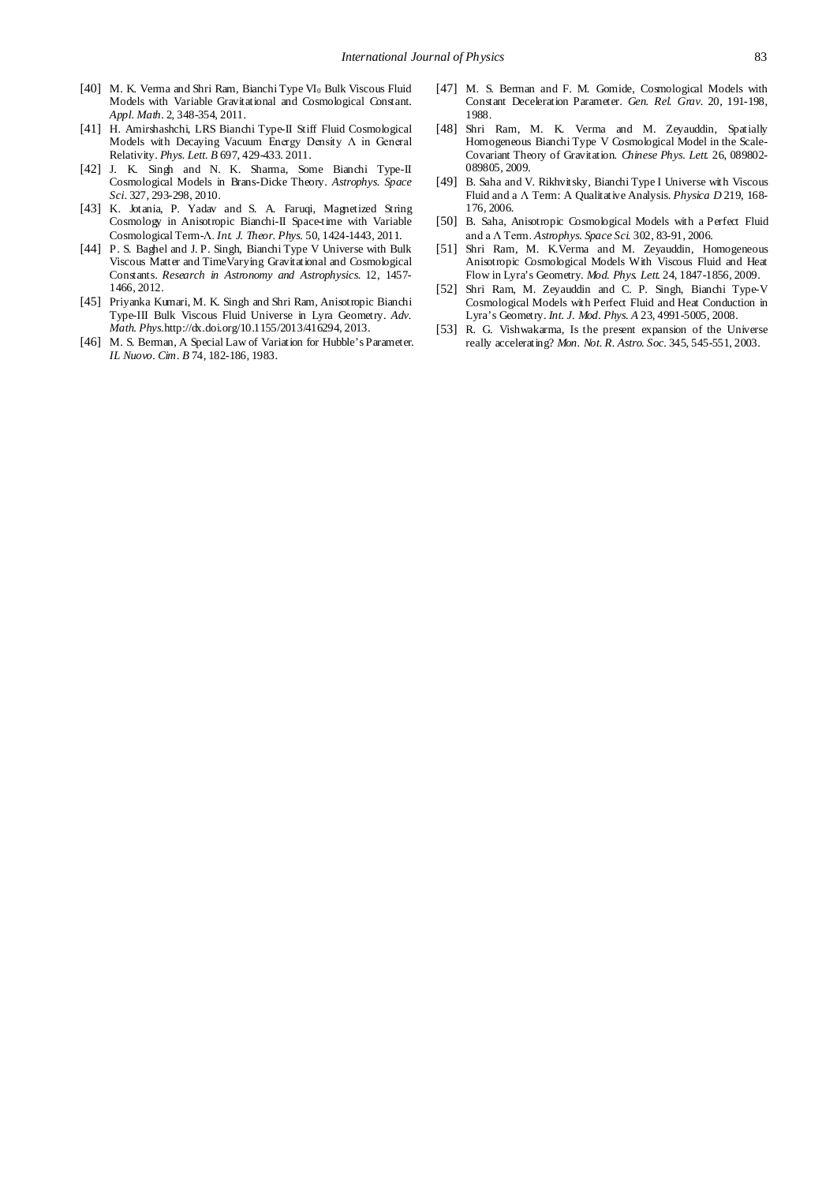[40] M. K. Verma and Shri Ram, Bianchi Type $VI_0$ Bulk Viscous Fluid Models with Variable Gravitational and Cosmological Constant. *Appl. Math*. 2, 348-354, 2011.

[41] H. Amirshashchi, LRS Bianchi Type-II Stiff Fluid Cosmological Models with Decaying Vacuum Energy Density $\Lambda$ in General Relativity. *Phys. Lett. B* 697, 429-433. 2011.

[42] J. K. Singh and N. K. Sharma, Some Bianchi Type-II Cosmological Models in Brans-Dicke Theory. *Astrophys. Space Sci*. 327, 293-298, 2010.

[43] K. Jotania, P. Yadav and S. A. Faruqi, Magnetized String Cosmology in Anisotropic Bianchi-II Space-time with Variable Cosmological Term-$\Lambda$. *Int. J. Theor. Phys*. 50, 1424-1443, 2011.

[44] P. S. Baghel and J. P. Singh, Bianchi Type V Universe with Bulk Viscous Matter and TimeVarying Gravitational and Cosmological Constants. *Research in Astronomy and Astrophysics*. 12, 1457-1466, 2012.

[45] Priyanka Kumari, M. K. Singh and Shri Ram, Anisotropic Bianchi Type-III Bulk Viscous Fluid Universe in Lyra Geometry. *Adv. Math. Phys*.http://dx.doi.org/10.1155/2013/416294, 2013.

[46] M. S. Berman, A Special Law of Variation for Hubble's Parameter. *IL Nuovo. Cim. B* 74, 182-186, 1983.

[47] M. S. Berman and F. M. Gomide, Cosmological Models with Constant Deceleration Parameter. *Gen. Rel. Grav*. 20, 191-198, 1988.

[48] Shri Ram, M. K. Verma and M. Zeyauddin, Spatially Homogeneous Bianchi Type V Cosmological Model in the Scale-Covariant Theory of Gravitation. *Chinese Phys. Lett*. 26, 089802-089805, 2009.

[49] B. Saha and V. Rikhvitsky, Bianchi Type I Universe with Viscous Fluid and a $\Lambda$ Term: A Qualitative Analysis. *Physica D* 219, 168-176, 2006.

[50] B. Saha, Anisotropic Cosmological Models with a Perfect Fluid and a $\Lambda$ Term. *Astrophys. Space Sci*. 302, 83-91, 2006.

[51] Shri Ram, M. K.Verma and M. Zeyauddin, Homogeneous Anisotropic Cosmological Models With Viscous Fluid and Heat Flow in Lyra's Geometry. *Mod. Phys. Lett*. 24, 1847-1856, 2009.

[52] Shri Ram, M. Zeyauddin and C. P. Singh, Bianchi Type-V Cosmological Models with Perfect Fluid and Heat Conduction in Lyra's Geometry. *Int. J. Mod. Phys. A* 23, 4991-5005, 2008.

[53] R. G. Vishwakarma, Is the present expansion of the Universe really accelerating? *Mon. Not. R. Astro. Soc*. 345, 545-551, 2003.